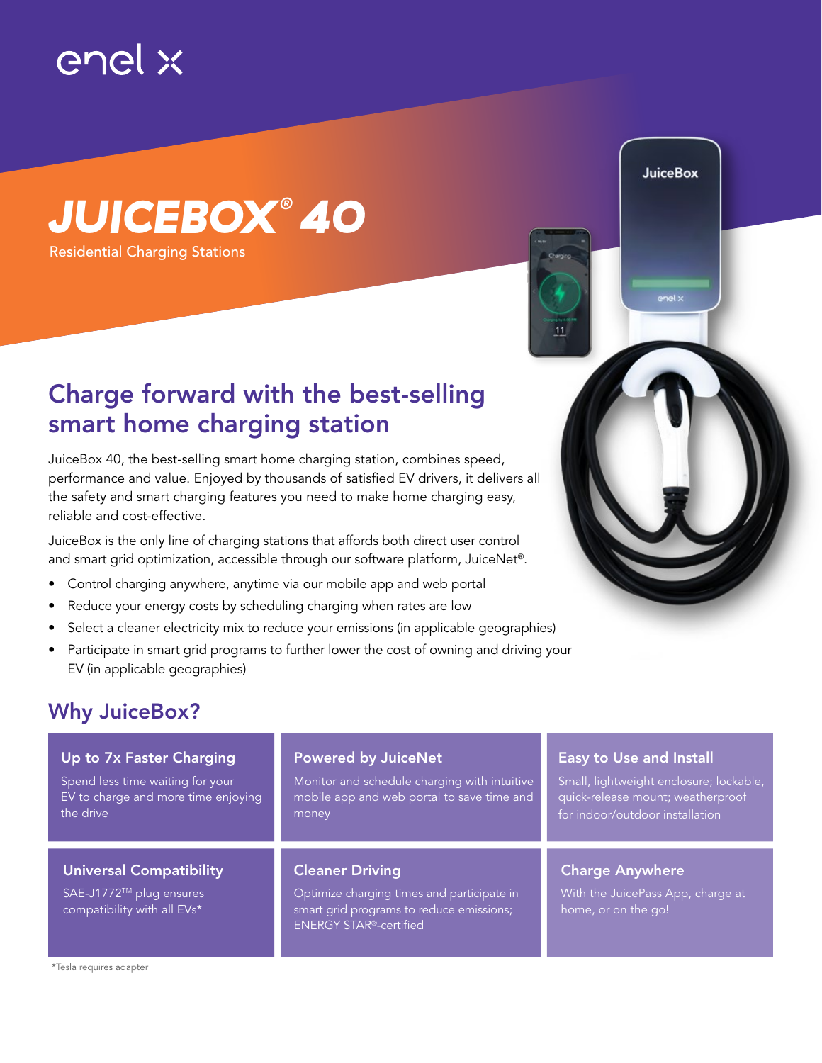enel x

# JUICEBOX® 40

Residential Charging Stations

## Charge forward with the best-selling smart home charging station

JuiceBox 40, the best-selling smart home charging station, combines speed, performance and value. Enjoyed by thousands of satisfied EV drivers, it delivers all the safety and smart charging features you need to make home charging easy, reliable and cost-effective.

JuiceBox is the only line of charging stations that affords both direct user control and smart grid optimization, accessible through our software platform, JuiceNet®.

- Control charging anywhere, anytime via our mobile app and web portal
- Reduce your energy costs by scheduling charging when rates are low
- Select a cleaner electricity mix to reduce your emissions (in applicable geographies)
- Participate in smart grid programs to further lower the cost of owning and driving your EV (in applicable geographies)

## Why JuiceBox?

### Up to 7x Faster Charging

Spend less time waiting for your EV to charge and more time enjoying the drive

### Powered by JuiceNet

Monitor and schedule charging with intuitive mobile app and web portal to save time and money

### Easy to Use and Install

Small, lightweight enclosure; lockable, quick-release mount; weatherproof for indoor/outdoor installation

### Universal Compatibility

SAE-J1772™ plug ensures compatibility with all EVs*

### Cleaner Driving

Optimize charging times and participate in smart grid programs to reduce emissions; ENERGY STAR®-certified

### Charge Anywhere

With the JuicePass App, charge at home, or on the go!

*Tesla requires adapter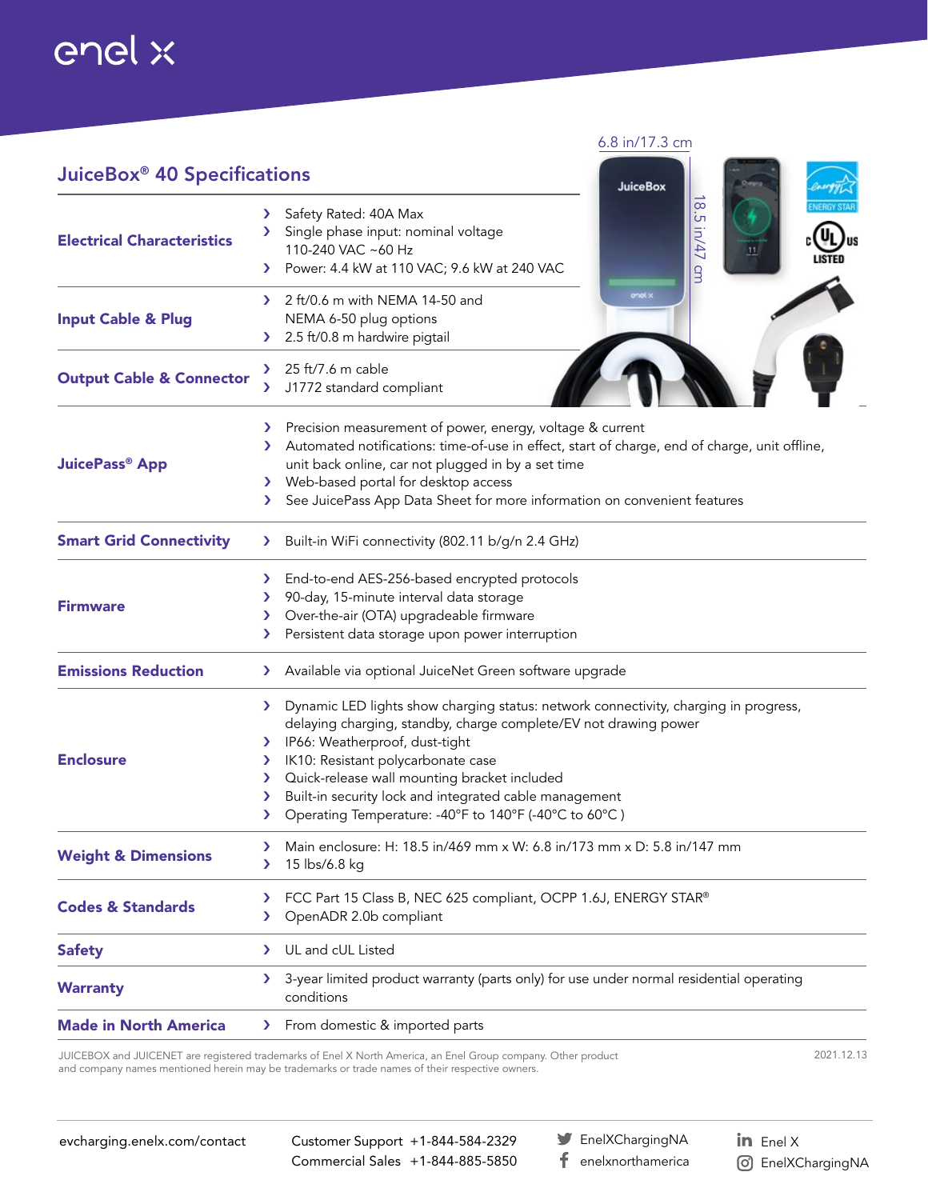enel x

## JuiceBox® 40 Specifications

| | |
|---|---|
| **Electrical Characteristics** | › Safety Rated: 40A Max<br>› Single phase input: nominal voltage 110-240 VAC ~60 Hz<br>› Power: 4.4 kW at 110 VAC; 9.6 kW at 240 VAC |
| **Input Cable & Plug** | › 2 ft/0.6 m with NEMA 14-50 and NEMA 6-50 plug options<br>› 2.5 ft/0.8 m hardwire pigtail |
| **Output Cable & Connector** | › 25 ft/7.6 m cable<br>› J1772 standard compliant |
| **JuicePass® App** | › Precision measurement of power, energy, voltage & current<br>› Automated notifications: time-of-use in effect, start of charge, end of charge, unit offline, unit back online, car not plugged in by a set time<br>› Web-based portal for desktop access<br>› See JuicePass App Data Sheet for more information on convenient features |
| **Smart Grid Connectivity** | › Built-in WiFi connectivity (802.11 b/g/n 2.4 GHz) |
| **Firmware** | › End-to-end AES-256-based encrypted protocols<br>› 90-day, 15-minute interval data storage<br>› Over-the-air (OTA) upgradeable firmware<br>› Persistent data storage upon power interruption |
| **Emissions Reduction** | › Available via optional JuiceNet Green software upgrade |
| **Enclosure** | › Dynamic LED lights show charging status: network connectivity, charging in progress, delaying charging, standby, charge complete/EV not drawing power<br>› IP66: Weatherproof, dust-tight<br>› IK10: Resistant polycarbonate case<br>› Quick-release wall mounting bracket included<br>› Built-in security lock and integrated cable management<br>› Operating Temperature: -40°F to 140°F (-40°C to 60°C ) |
| **Weight & Dimensions** | › Main enclosure: H: 18.5 in/469 mm x W: 6.8 in/173 mm x D: 5.8 in/147 mm<br>› 15 lbs/6.8 kg |
| **Codes & Standards** | › FCC Part 15 Class B, NEC 625 compliant, OCPP 1.6J, ENERGY STAR®<br>› OpenADR 2.0b compliant |
| **Safety** | › UL and cUL Listed |
| **Warranty** | › 3-year limited product warranty (parts only) for use under normal residential operating conditions |
| **Made in North America** | › From domestic & imported parts |

6.8 in/17.3 cm

18.5 in/47 cm

JUICEBOX and JUICENET are registered trademarks of Enel X North America, an Enel Group company. Other product and company names mentioned herein may be trademarks or trade names of their respective owners.

2021.12.13

evcharging.enelx.com/contact

Customer Support +1-844-584-2329
Commercial Sales +1-844-885-5850

EnelXChargingNA
enelxnorthamerica

Enel X
EnelXChargingNA